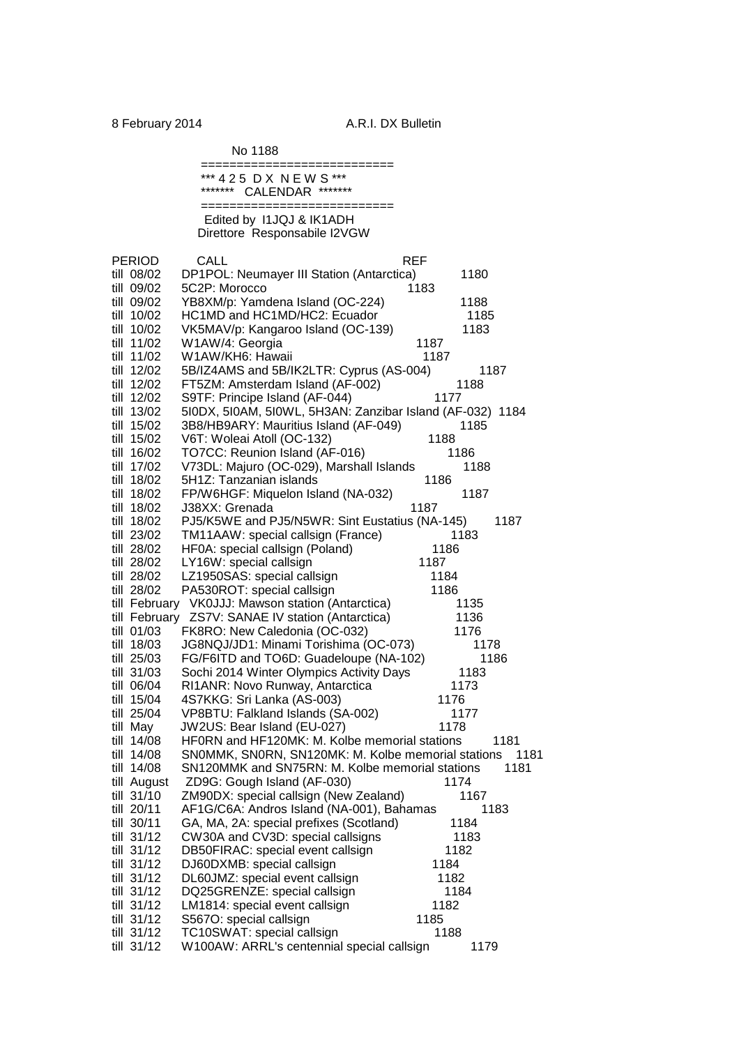8 February 2014 A.R.I. DX Bulletin

No 1188

==========================
*** 4 2 5 D X N E W S ***
******* CALENDAR *******
==========================

Edited by I1JQJ & IK1ADH
Direttore Responsabile I2VGW

| PERIOD | CALL | REF |
|---|---|---|
| till 08/02 | DP1POL: Neumayer III Station (Antarctica) | 1180 |
| till 09/02 | 5C2P: Morocco | 1183 |
| till 09/02 | YB8XM/p: Yamdena Island (OC-224) | 1188 |
| till 10/02 | HC1MD and HC1MD/HC2: Ecuador | 1185 |
| till 10/02 | VK5MAV/p: Kangaroo Island (OC-139) | 1183 |
| till 11/02 | W1AW/4: Georgia | 1187 |
| till 11/02 | W1AW/KH6: Hawaii | 1187 |
| till 12/02 | 5B/IZ4AMS and 5B/IK2LTR: Cyprus (AS-004) | 1187 |
| till 12/02 | FT5ZM: Amsterdam Island (AF-002) | 1188 |
| till 12/02 | S9TF: Principe Island (AF-044) | 1177 |
| till 13/02 | 5I0DX, 5I0AM, 5I0WL, 5H3AN: Zanzibar Island (AF-032) | 1184 |
| till 15/02 | 3B8/HB9ARY: Mauritius Island (AF-049) | 1185 |
| till 15/02 | V6T: Woleai Atoll (OC-132) | 1188 |
| till 16/02 | TO7CC: Reunion Island (AF-016) | 1186 |
| till 17/02 | V73DL: Majuro (OC-029), Marshall Islands | 1188 |
| till 18/02 | 5H1Z: Tanzanian islands | 1186 |
| till 18/02 | FP/W6HGF: Miquelon Island (NA-032) | 1187 |
| till 18/02 | J38XX: Grenada | 1187 |
| till 18/02 | PJ5/K5WE and PJ5/N5WR: Sint Eustatius (NA-145) | 1187 |
| till 23/02 | TM11AAW: special callsign (France) | 1183 |
| till 28/02 | HF0A: special callsign (Poland) | 1186 |
| till 28/02 | LY16W: special callsign | 1187 |
| till 28/02 | LZ1950SAS: special callsign | 1184 |
| till 28/02 | PA530ROT: special callsign | 1186 |
| till February | VK0JJJ: Mawson station (Antarctica) | 1135 |
| till February | ZS7V: SANAE IV station (Antarctica) | 1136 |
| till 01/03 | FK8RO: New Caledonia (OC-032) | 1176 |
| till 18/03 | JG8NQJ/JD1: Minami Torishima (OC-073) | 1178 |
| till 25/03 | FG/F6ITD and TO6D: Guadeloupe (NA-102) | 1186 |
| till 31/03 | Sochi 2014 Winter Olympics Activity Days | 1183 |
| till 06/04 | RI1ANR: Novo Runway, Antarctica | 1173 |
| till 15/04 | 4S7KKG: Sri Lanka (AS-003) | 1176 |
| till 25/04 | VP8BTU: Falkland Islands (SA-002) | 1177 |
| till May | JW2US: Bear Island (EU-027) | 1178 |
| till 14/08 | HF0RN and HF120MK: M. Kolbe memorial stations | 1181 |
| till 14/08 | SN0MMK, SN0RN, SN120MK: M. Kolbe memorial stations | 1181 |
| till 14/08 | SN120MMK and SN75RN: M. Kolbe memorial stations | 1181 |
| till August | ZD9G: Gough Island (AF-030) | 1174 |
| till 31/10 | ZM90DX: special callsign (New Zealand) | 1167 |
| till 20/11 | AF1G/C6A: Andros Island (NA-001), Bahamas | 1183 |
| till 30/11 | GA, MA, 2A: special prefixes (Scotland) | 1184 |
| till 31/12 | CW30A and CV3D: special callsigns | 1183 |
| till 31/12 | DB50FIRAC: special event callsign | 1182 |
| till 31/12 | DJ60DXMB: special callsign | 1184 |
| till 31/12 | DL60JMZ: special event callsign | 1182 |
| till 31/12 | DQ25GRENZE: special callsign | 1184 |
| till 31/12 | LM1814: special event callsign | 1182 |
| till 31/12 | S567O: special callsign | 1185 |
| till 31/12 | TC10SWAT: special callsign | 1188 |
| till 31/12 | W100AW: ARRL's centennial special callsign | 1179 |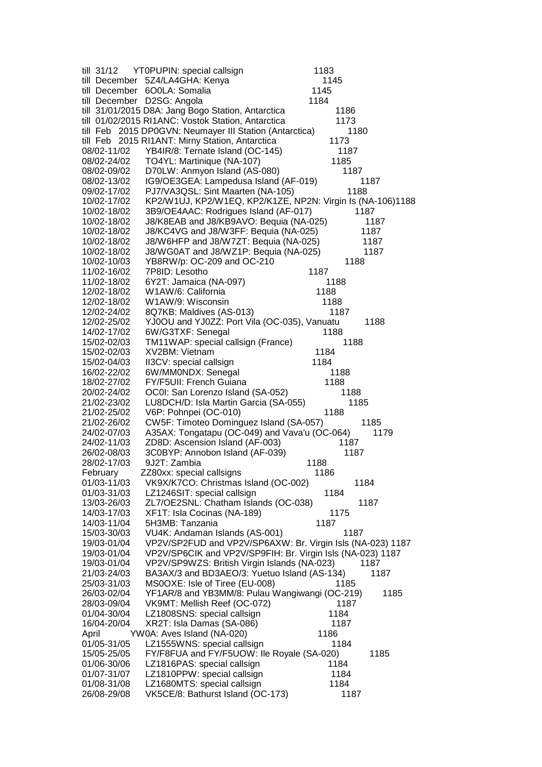| Date | Callsign / Info | Ref |
|---|---|---|
| till 31/12 | YT0PUPIN: special callsign | 1183 |
| till December | 5Z4/LA4GHA: Kenya | 1145 |
| till December | 6O0LA: Somalia | 1145 |
| till December | D2SG: Angola | 1184 |
| till 31/01/2015 | D8A: Jang Bogo Station, Antarctica | 1186 |
| till 01/02/2015 | RI1ANC: Vostok Station, Antarctica | 1173 |
| till Feb 2015 | DP0GVN: Neumayer III Station (Antarctica) | 1180 |
| till Feb 2015 | RI1ANT: Mirny Station, Antarctica | 1173 |
| 08/02-11/02 | YB4IR/8: Ternate Island (OC-145) | 1187 |
| 08/02-24/02 | TO4YL: Martinique (NA-107) | 1185 |
| 08/02-09/02 | D70LW: Anmyon Island (AS-080) | 1187 |
| 08/02-13/02 | IG9/OE3GEA: Lampedusa Island (AF-019) | 1187 |
| 09/02-17/02 | PJ7/VA3QSL: Sint Maarten (NA-105) | 1188 |
| 10/02-17/02 | KP2/W1UJ, KP2/W1EQ, KP2/K1ZE, NP2N: Virgin Is (NA-106) | 1188 |
| 10/02-18/02 | 3B9/OE4AAC: Rodrigues Island (AF-017) | 1187 |
| 10/02-18/02 | J8/K8EAB and J8/KB9AVO: Bequia (NA-025) | 1187 |
| 10/02-18/02 | J8/KC4VG and J8/W3FF: Bequia (NA-025) | 1187 |
| 10/02-18/02 | J8/W6HFP and J8/W7ZT: Bequia (NA-025) | 1187 |
| 10/02-18/02 | J8/WG0AT and J8/WZ1P: Bequia (NA-025) | 1187 |
| 10/02-10/03 | YB8RW/p: OC-209 and OC-210 | 1188 |
| 11/02-16/02 | 7P8ID: Lesotho | 1187 |
| 11/02-18/02 | 6Y2T: Jamaica (NA-097) | 1188 |
| 12/02-18/02 | W1AW/6: California | 1188 |
| 12/02-18/02 | W1AW/9: Wisconsin | 1188 |
| 12/02-24/02 | 8Q7KB: Maldives (AS-013) | 1187 |
| 12/02-25/02 | YJ0OU and YJ0ZZ: Port Vila (OC-035), Vanuatu | 1188 |
| 14/02-17/02 | 6W/G3TXF: Senegal | 1188 |
| 15/02-02/03 | TM11WAP: special callsign (France) | 1188 |
| 15/02-02/03 | XV2BM: Vietnam | 1184 |
| 15/02-04/03 | II3CV: special callsign | 1184 |
| 16/02-22/02 | 6W/MM0NDX: Senegal | 1188 |
| 18/02-27/02 | FY/F5UII: French Guiana | 1188 |
| 20/02-24/02 | OC0I: San Lorenzo Island (SA-052) | 1188 |
| 21/02-23/02 | LU8DCH/D: Isla Martin Garcia (SA-055) | 1185 |
| 21/02-25/02 | V6P: Pohnpei (OC-010) | 1188 |
| 21/02-26/02 | CW5F: Timoteo Dominguez Island (SA-057) | 1185 |
| 24/02-07/03 | A35AX: Tongatapu (OC-049) and Vava'u (OC-064) | 1179 |
| 24/02-11/03 | ZD8D: Ascension Island (AF-003) | 1187 |
| 26/02-08/03 | 3C0BYP: Annobon Island (AF-039) | 1187 |
| 28/02-17/03 | 9J2T: Zambia | 1188 |
| February | ZZ80xx: special callsigns | 1186 |
| 01/03-11/03 | VK9X/K7CO: Christmas Island (OC-002) | 1184 |
| 01/03-31/03 | LZ1246SIT: special callsign | 1184 |
| 13/03-26/03 | ZL7/OE2SNL: Chatham Islands (OC-038) | 1187 |
| 14/03-17/03 | XF1T: Isla Cocinas (NA-189) | 1175 |
| 14/03-11/04 | 5H3MB: Tanzania | 1187 |
| 15/03-30/03 | VU4K: Andaman Islands (AS-001) | 1187 |
| 19/03-01/04 | VP2V/SP2FUD and VP2V/SP6AXW: Br. Virgin Isls (NA-023) | 1187 |
| 19/03-01/04 | VP2V/SP6CIK and VP2V/SP9FIH: Br. Virgin Isls (NA-023) | 1187 |
| 19/03-01/04 | VP2V/SP9WZS: British Virgin Islands (NA-023) | 1187 |
| 21/03-24/03 | BA3AX/3 and BD3AEO/3: Yuetuo Island (AS-134) | 1187 |
| 25/03-31/03 | MS0OXE: Isle of Tiree (EU-008) | 1185 |
| 26/03-02/04 | YF1AR/8 and YB3MM/8: Pulau Wangiwangi (OC-219) | 1185 |
| 28/03-09/04 | VK9MT: Mellish Reef (OC-072) | 1187 |
| 01/04-30/04 | LZ1808SNS: special callsign | 1184 |
| 16/04-20/04 | XR2T: Isla Damas (SA-086) | 1187 |
| April | YW0A: Aves Island (NA-020) | 1186 |
| 01/05-31/05 | LZ1555WNS: special callsign | 1184 |
| 15/05-25/05 | FY/F8FUA and FY/F5UOW: Ile Royale (SA-020) | 1185 |
| 01/06-30/06 | LZ1816PAS: special callsign | 1184 |
| 01/07-31/07 | LZ1810PPW: special callsign | 1184 |
| 01/08-31/08 | LZ1680MTS: special callsign | 1184 |
| 26/08-29/08 | VK5CE/8: Bathurst Island (OC-173) | 1187 |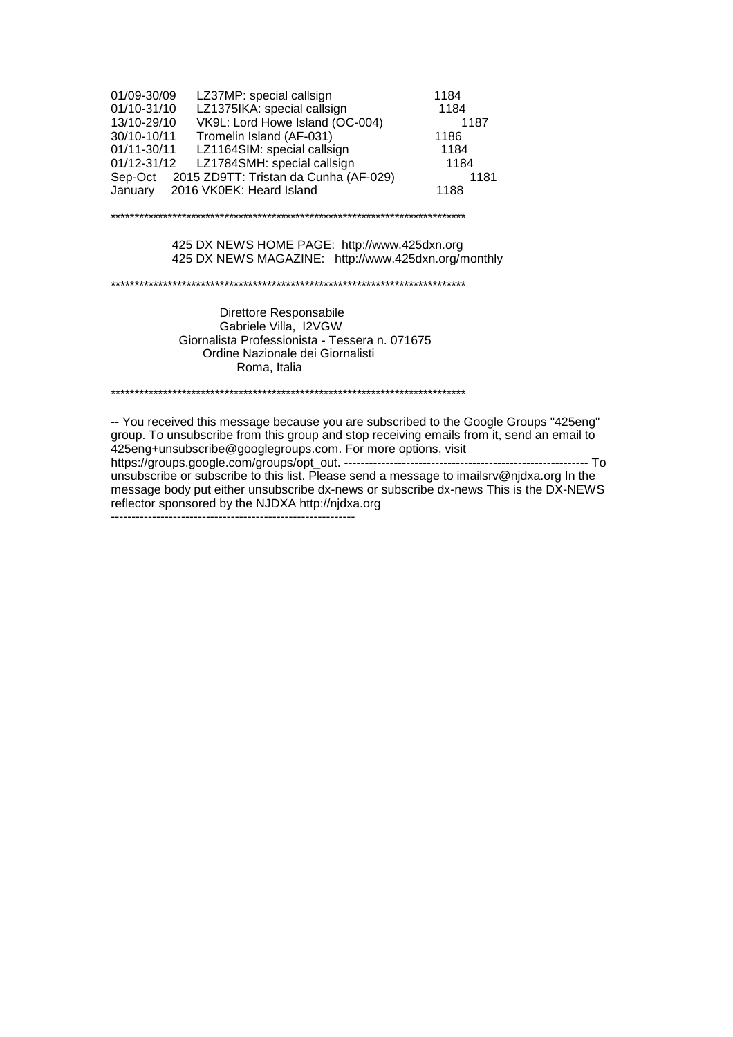| | | |
|---|---|---|
| 01/09-30/09 | LZ37MP: special callsign | 1184 |
| 01/10-31/10 | LZ1375IKA: special callsign | 1184 |
| 13/10-29/10 | VK9L: Lord Howe Island (OC-004) | 1187 |
| 30/10-10/11 | Tromelin Island (AF-031) | 1186 |
| 01/11-30/11 | LZ1164SIM: special callsign | 1184 |
| 01/12-31/12 | LZ1784SMH: special callsign | 1184 |
| Sep-Oct | 2015 ZD9TT: Tristan da Cunha (AF-029) | 1181 |
| January | 2016 VK0EK: Heard Island | 1188 |

\*\*\*\*\*\*\*\*\*\*\*\*\*\*\*\*\*\*\*\*\*\*\*\*\*\*\*\*\*\*\*\*\*\*\*\*\*\*\*\*\*\*\*\*\*\*\*\*\*\*\*\*\*\*\*\*\*\*\*\*\*\*\*\*\*\*\*\*\*\*\*\*\*\*\*\*\*

425 DX NEWS HOME PAGE: http://www.425dxn.org
425 DX NEWS MAGAZINE: http://www.425dxn.org/monthly

\*\*\*\*\*\*\*\*\*\*\*\*\*\*\*\*\*\*\*\*\*\*\*\*\*\*\*\*\*\*\*\*\*\*\*\*\*\*\*\*\*\*\*\*\*\*\*\*\*\*\*\*\*\*\*\*\*\*\*\*\*\*\*\*\*\*\*\*\*\*\*\*\*\*\*\*\*

Direttore Responsabile
Gabriele Villa, I2VGW
Giornalista Professionista - Tessera n. 071675
Ordine Nazionale dei Giornalisti
Roma, Italia

\*\*\*\*\*\*\*\*\*\*\*\*\*\*\*\*\*\*\*\*\*\*\*\*\*\*\*\*\*\*\*\*\*\*\*\*\*\*\*\*\*\*\*\*\*\*\*\*\*\*\*\*\*\*\*\*\*\*\*\*\*\*\*\*\*\*\*\*\*\*\*\*\*\*\*\*\*

-- You received this message because you are subscribed to the Google Groups "425eng" group. To unsubscribe from this group and stop receiving emails from it, send an email to 425eng+unsubscribe@googlegroups.com. For more options, visit https://groups.google.com/groups/opt_out. ------------------------------------------------------------ To unsubscribe or subscribe to this list. Please send a message to imailsrv@njdxa.org In the message body put either unsubscribe dx-news or subscribe dx-news This is the DX-NEWS reflector sponsored by the NJDXA http://njdxa.org
------------------------------------------------------------